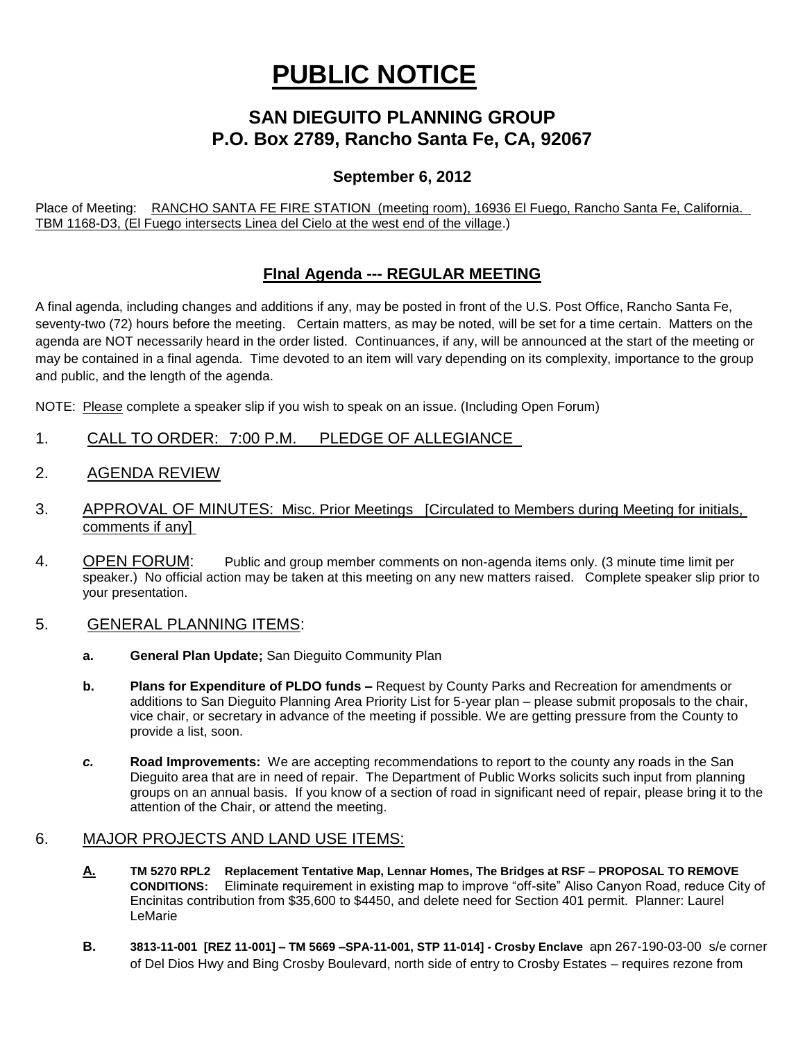# PUBLIC NOTICE

## SAN DIEGUITO PLANNING GROUP
## P.O. Box 2789, Rancho Santa Fe, CA, 92067

### September 6, 2012

Place of Meeting: RANCHO SANTA FE FIRE STATION (meeting room), 16936 El Fuego, Rancho Santa Fe, California. TBM 1168-D3, (El Fuego intersects Linea del Cielo at the west end of the village.)

### FInal Agenda --- REGULAR MEETING

A final agenda, including changes and additions if any, may be posted in front of the U.S. Post Office, Rancho Santa Fe, seventy-two (72) hours before the meeting. Certain matters, as may be noted, will be set for a time certain. Matters on the agenda are NOT necessarily heard in the order listed. Continuances, if any, will be announced at the start of the meeting or may be contained in a final agenda. Time devoted to an item will vary depending on its complexity, importance to the group and public, and the length of the agenda.

NOTE: Please complete a speaker slip if you wish to speak on an issue. (Including Open Forum)

1. CALL TO ORDER: 7:00 P.M. PLEDGE OF ALLEGIANCE

2. AGENDA REVIEW

3. APPROVAL OF MINUTES: Misc. Prior Meetings [Circulated to Members during Meeting for initials, comments if any]

4. OPEN FORUM: Public and group member comments on non-agenda items only. (3 minute time limit per speaker.) No official action may be taken at this meeting on any new matters raised. Complete speaker slip prior to your presentation.

5. GENERAL PLANNING ITEMS:

   **a. General Plan Update;** San Dieguito Community Plan

   **b. Plans for Expenditure of PLDO funds –** Request by County Parks and Recreation for amendments or additions to San Dieguito Planning Area Priority List for 5-year plan – please submit proposals to the chair, vice chair, or secretary in advance of the meeting if possible. We are getting pressure from the County to provide a list, soon.

   ***c.* Road Improvements:** We are accepting recommendations to report to the county any roads in the San Dieguito area that are in need of repair. The Department of Public Works solicits such input from planning groups on an annual basis. If you know of a section of road in significant need of repair, please bring it to the attention of the Chair, or attend the meeting.

6. MAJOR PROJECTS AND LAND USE ITEMS:

   **A. TM 5270 RPL2 Replacement Tentative Map, Lennar Homes, The Bridges at RSF – PROPOSAL TO REMOVE CONDITIONS:** Eliminate requirement in existing map to improve "off-site" Aliso Canyon Road, reduce City of Encinitas contribution from $35,600 to $4450, and delete need for Section 401 permit. Planner: Laurel LeMarie

   **B. 3813-11-001 [REZ 11-001] – TM 5669 –SPA-11-001, STP 11-014] - Crosby Enclave** apn 267-190-03-00 s/e corner of Del Dios Hwy and Bing Crosby Boulevard, north side of entry to Crosby Estates – requires rezone from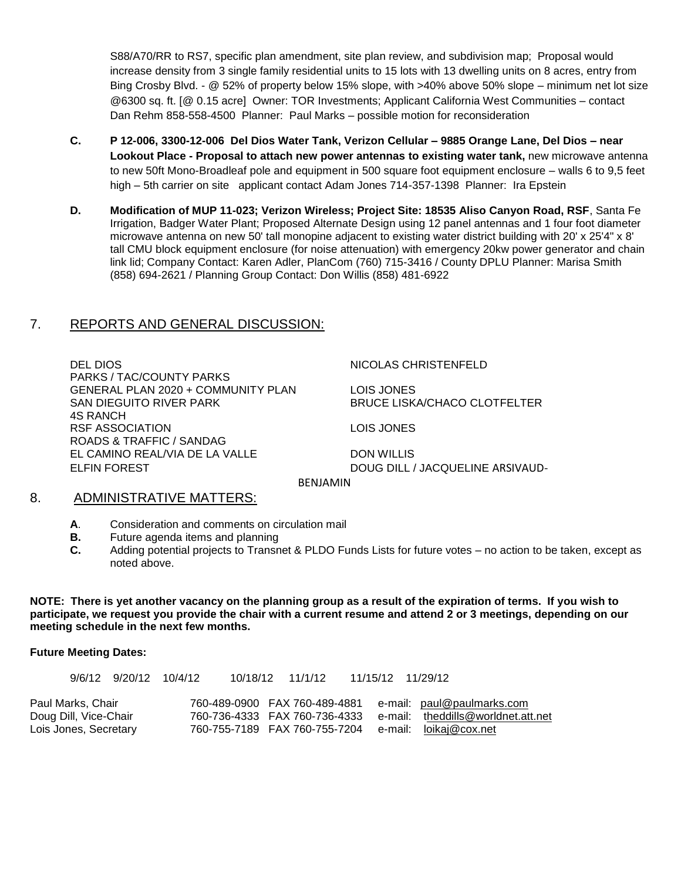S88/A70/RR to RS7, specific plan amendment, site plan review, and subdivision map; Proposal would increase density from 3 single family residential units to 15 lots with 13 dwelling units on 8 acres, entry from Bing Crosby Blvd. - @ 52% of property below 15% slope, with >40% above 50% slope – minimum net lot size @6300 sq. ft. [@ 0.15 acre] Owner: TOR Investments; Applicant California West Communities – contact Dan Rehm 858-558-4500 Planner: Paul Marks – possible motion for reconsideration

**C.** **P 12-006, 3300-12-006 Del Dios Water Tank, Verizon Cellular – 9885 Orange Lane, Del Dios – near Lookout Place - Proposal to attach new power antennas to existing water tank,** new microwave antenna to new 50ft Mono-Broadleaf pole and equipment in 500 square foot equipment enclosure – walls 6 to 9,5 feet high – 5th carrier on site applicant contact Adam Jones 714-357-1398 Planner: Ira Epstein

**D.** **Modification of MUP 11-023; Verizon Wireless; Project Site: 18535 Aliso Canyon Road, RSF**, Santa Fe Irrigation, Badger Water Plant; Proposed Alternate Design using 12 panel antennas and 1 four foot diameter microwave antenna on new 50' tall monopine adjacent to existing water district building with 20' x 25'4" x 8' tall CMU block equipment enclosure (for noise attenuation) with emergency 20kw power generator and chain link lid; Company Contact: Karen Adler, PlanCom (760) 715-3416 / County DPLU Planner: Marisa Smith (858) 694-2621 / Planning Group Contact: Don Willis (858) 481-6922

## 7. REPORTS AND GENERAL DISCUSSION:

| | |
|---|---|
| DEL DIOS | NICOLAS CHRISTENFELD |
| PARKS / TAC/COUNTY PARKS | |
| GENERAL PLAN 2020 + COMMUNITY PLAN | LOIS JONES |
| SAN DIEGUITO RIVER PARK | BRUCE LISKA/CHACO CLOTFELTER |
| 4S RANCH | |
| RSF ASSOCIATION | LOIS JONES |
| ROADS & TRAFFIC / SANDAG | |
| EL CAMINO REAL/VIA DE LA VALLE | DON WILLIS |
| ELFIN FOREST | DOUG DILL / JACQUELINE ARSIVAUD-BENJAMIN |

## 8. ADMINISTRATIVE MATTERS:

**A**. Consideration and comments on circulation mail
**B.** Future agenda items and planning
**C.** Adding potential projects to Transnet & PLDO Funds Lists for future votes – no action to be taken, except as noted above.

**NOTE: There is yet another vacancy on the planning group as a result of the expiration of terms. If you wish to participate, we request you provide the chair with a current resume and attend 2 or 3 meetings, depending on our meeting schedule in the next few months.**

**Future Meeting Dates:**

9/6/12 9/20/12 10/4/12 10/18/12 11/1/12 11/15/12 11/29/12

| | | | |
|---|---|---|---|
| Paul Marks, Chair | 760-489-0900 | FAX 760-489-4881 | e-mail: paul@paulmarks.com |
| Doug Dill, Vice-Chair | 760-736-4333 | FAX 760-736-4333 | e-mail: theddills@worldnet.att.net |
| Lois Jones, Secretary | 760-755-7189 | FAX 760-755-7204 | e-mail: loikaj@cox.net |